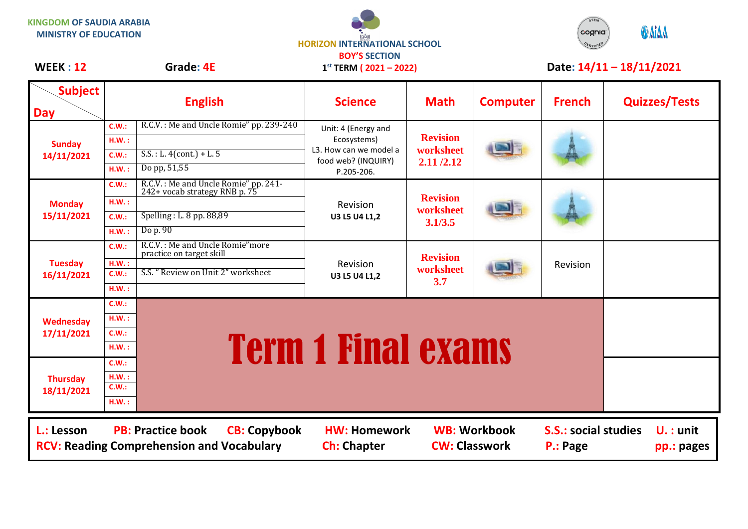KINGDOM OF SAUDIA ARABIA
MINISTRY OF EDUCATION

HORIZON INTERNATIONAL SCHOOL
BOY'S SECTION
1st TERM ( 2021 – 2022)

**WEEK : 12** **Grade: 4E** **Date: 14/11 – 18/11/2021**

| Day \ Subject | | English | Science | Math | Computer | French | Quizzes/Tests |
|---|---|---|---|---|---|---|---|
| **Sunday 14/11/2021** | C.W.: | R.C.V. : Me and Uncle Romie" pp. 239-240 | Unit: 4 (Energy and Ecosystems) L3. How can we model a food web? (INQUIRY) P.205-206. | Revision worksheet 2.11 /2.12 | | | |
| | H.W. : | | | | | | |
| | C.W.: | S.S. : L. 4(cont.) + L. 5 | | | | | |
| | H.W. : | Do pp, 51,55 | | | | | |
| **Monday 15/11/2021** | C.W.: | R.C.V. : Me and Uncle Romie" pp. 241-242+ vocab strategy RNB p. 75 | Revision U3 L5 U4 L1,2 | Revision worksheet 3.1/3.5 | | | |
| | H.W. : | | | | | | |
| | C.W.: | Spelling : L. 8 pp. 88,89 | | | | | |
| | H.W. : | Do p. 90 | | | | | |
| **Tuesday 16/11/2021** | C.W.: | R.C.V. : Me and Uncle Romie"more practice on target skill | Revision U3 L5 U4 L1,2 | Revision worksheet 3.7 | | Revision | |
| | H.W. : | | | | | | |
| | C.W.: | S.S. " Review on Unit 2" worksheet | | | | | |
| | H.W. : | | | | | | |
| **Wednesday 17/11/2021** | C.W.: | **Term 1 Final exams** | | | | | |
| | H.W. : | | | | | | |
| | C.W.: | | | | | | |
| | H.W. : | | | | | | |
| **Thursday 18/11/2021** | C.W.: | **Term 1 Final exams** | | | | | |
| | H.W. : | | | | | | |
| | C.W.: | | | | | | |
| | H.W. : | | | | | | |

**L.:** Lesson **PB:** Practice book **CB:** Copybook **HW:** Homework **WB:** Workbook **S.S.:** social studies **U. :** unit
**RCV:** Reading Comprehension and Vocabulary **Ch:** Chapter **CW:** Classwork **P.:** Page **pp.:** pages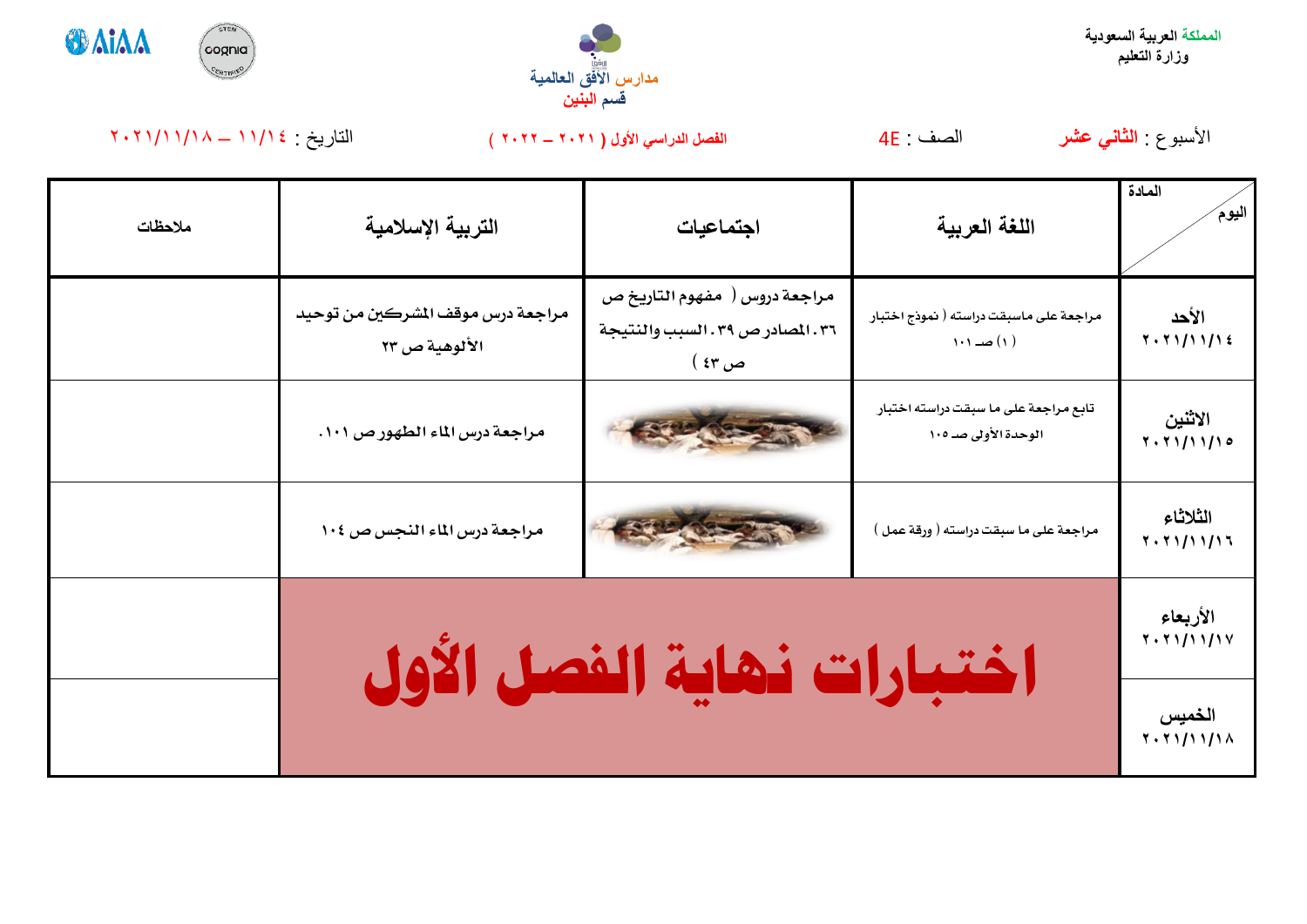المملكة العربية السعودية
وزارة التعليم

مدارس الأفق العالمية
قسم البنين

الأسبوع : الثاني عشر    الصف : 4E    الفصل الدراسي الأول ( ٢٠٢١ – ٢٠٢٢ )    التاريخ : ١١/١٤ – ٢٠٢١/١١/١٨

| اليوم / المادة | اللغة العربية | اجتماعيات | التربية الإسلامية | ملاحظات |
|---|---|---|---|---|
| الأحد ٢٠٢١/١١/١٤ | مراجعة على ماسبقت دراسته ( نموذج اختبار (١) صـ ١٠١ ) | مراجعة دروس ( مفهوم التاريخ ص ٣٦. المصادر ص ٣٩. السبب والنتيجة ص ٤٣ ) | مراجعة درس موقف المشركين من توحيد الألوهية ص ٢٣ | |
| الاثنين ٢٠٢١/١١/١٥ | تابع مراجعة على ما سبقت دراسته اختبار الوحدة الأولى صـ ١٠٥ | | مراجعة درس الماء الطهور ص ١٠١. | |
| الثلاثاء ٢٠٢١/١١/١٦ | مراجعة على ما سبقت دراسته ( ورقة عمل ) | | مراجعة درس الماء النجس ص ١٠٤ | |
| الأربعاء ٢٠٢١/١١/١٧ | اختبارات نهاية الفصل الأول | | | |
| الخميس ٢٠٢١/١١/١٨ | | | | |